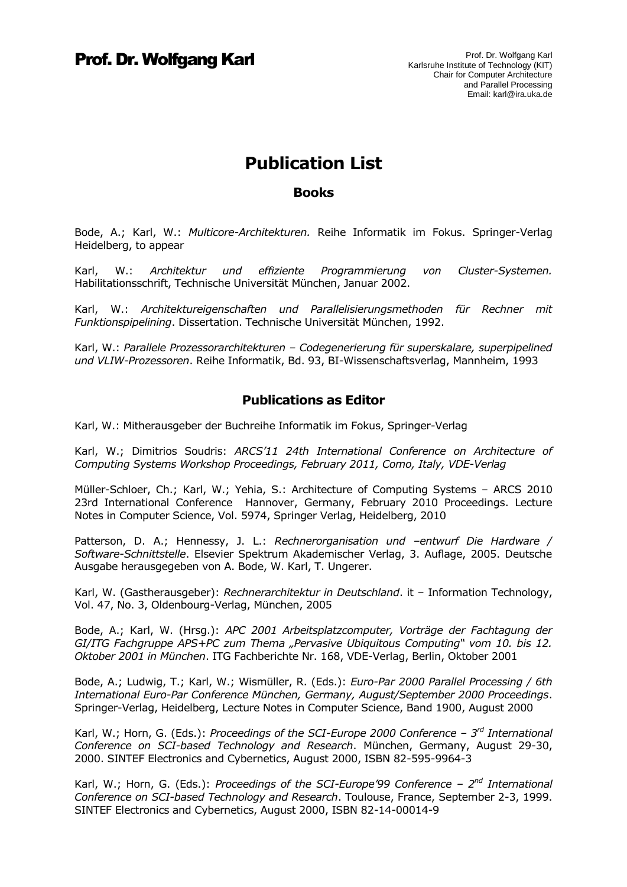# Prof. Dr. Wolfgang Karl

Prof. Dr. Wolfgang Karl
Karlsruhe Institute of Technology (KIT)
Chair for Computer Architecture
and Parallel Processing
Email: karl@ira.uka.de

## Publication List

### Books

Bode, A.; Karl, W.: *Multicore-Architekturen.* Reihe Informatik im Fokus. Springer-Verlag Heidelberg, to appear

Karl, W.: *Architektur und effiziente Programmierung von Cluster-Systemen.* Habilitationsschrift, Technische Universität München, Januar 2002.

Karl, W.: *Architektureigenschaften und Parallelisierungsmethoden für Rechner mit Funktionspipelining*. Dissertation. Technische Universität München, 1992.

Karl, W.: *Parallele Prozessorarchitekturen – Codegenerierung für superskalare, superpipelined und VLIW-Prozessoren*. Reihe Informatik, Bd. 93, BI-Wissenschaftsverlag, Mannheim, 1993

### Publications as Editor

Karl, W.: Mitherausgeber der Buchreihe Informatik im Fokus, Springer-Verlag

Karl, W.; Dimitrios Soudris: *ARCS'11 24th International Conference on Architecture of Computing Systems Workshop Proceedings, February 2011, Como, Italy, VDE-Verlag*

Müller-Schloer, Ch.; Karl, W.; Yehia, S.: Architecture of Computing Systems – ARCS 2010 23rd International Conference Hannover, Germany, February 2010 Proceedings. Lecture Notes in Computer Science, Vol. 5974, Springer Verlag, Heidelberg, 2010

Patterson, D. A.; Hennessy, J. L.: *Rechnerorganisation und –entwurf Die Hardware / Software-Schnittstelle*. Elsevier Spektrum Akademischer Verlag, 3. Auflage, 2005. Deutsche Ausgabe herausgegeben von A. Bode, W. Karl, T. Ungerer.

Karl, W. (Gastherausgeber): *Rechnerarchitektur in Deutschland*. it – Information Technology, Vol. 47, No. 3, Oldenbourg-Verlag, München, 2005

Bode, A.; Karl, W. (Hrsg.): *APC 2001 Arbeitsplatzcomputer, Vorträge der Fachtagung der GI/ITG Fachgruppe APS+PC zum Thema „Pervasive Ubiquitous Computing" vom 10. bis 12. Oktober 2001 in München*. ITG Fachberichte Nr. 168, VDE-Verlag, Berlin, Oktober 2001

Bode, A.; Ludwig, T.; Karl, W.; Wismüller, R. (Eds.): *Euro-Par 2000 Parallel Processing / 6th International Euro-Par Conference München, Germany, August/September 2000 Proceedings*. Springer-Verlag, Heidelberg, Lecture Notes in Computer Science, Band 1900, August 2000

Karl, W.; Horn, G. (Eds.): *Proceedings of the SCI-Europe 2000 Conference – 3rd International Conference on SCI-based Technology and Research*. München, Germany, August 29-30, 2000. SINTEF Electronics and Cybernetics, August 2000, ISBN 82-595-9964-3

Karl, W.; Horn, G. (Eds.): *Proceedings of the SCI-Europe'99 Conference – 2nd International Conference on SCI-based Technology and Research*. Toulouse, France, September 2-3, 1999. SINTEF Electronics and Cybernetics, August 2000, ISBN 82-14-00014-9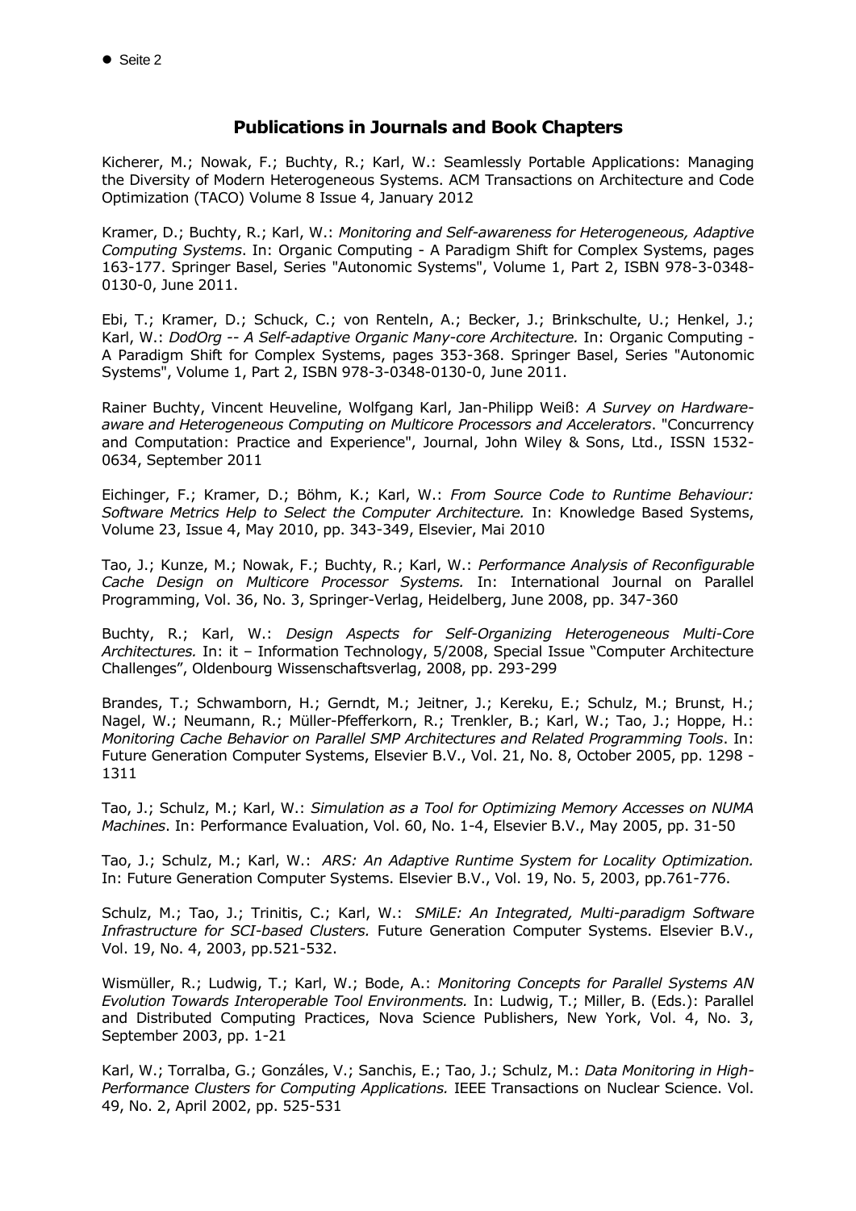## Publications in Journals and Book Chapters

Kicherer, M.; Nowak, F.; Buchty, R.; Karl, W.: Seamlessly Portable Applications: Managing the Diversity of Modern Heterogeneous Systems. ACM Transactions on Architecture and Code Optimization (TACO) Volume 8 Issue 4, January 2012

Kramer, D.; Buchty, R.; Karl, W.: *Monitoring and Self-awareness for Heterogeneous, Adaptive Computing Systems*. In: Organic Computing - A Paradigm Shift for Complex Systems, pages 163-177. Springer Basel, Series "Autonomic Systems", Volume 1, Part 2, ISBN 978-3-0348-0130-0, June 2011.

Ebi, T.; Kramer, D.; Schuck, C.; von Renteln, A.; Becker, J.; Brinkschulte, U.; Henkel, J.; Karl, W.: *DodOrg -- A Self-adaptive Organic Many-core Architecture.* In: Organic Computing - A Paradigm Shift for Complex Systems, pages 353-368. Springer Basel, Series "Autonomic Systems", Volume 1, Part 2, ISBN 978-3-0348-0130-0, June 2011.

Rainer Buchty, Vincent Heuveline, Wolfgang Karl, Jan-Philipp Weiß: *A Survey on Hardware-aware and Heterogeneous Computing on Multicore Processors and Accelerators*. "Concurrency and Computation: Practice and Experience", Journal, John Wiley & Sons, Ltd., ISSN 1532-0634, September 2011

Eichinger, F.; Kramer, D.; Böhm, K.; Karl, W.: *From Source Code to Runtime Behaviour: Software Metrics Help to Select the Computer Architecture.* In: Knowledge Based Systems, Volume 23, Issue 4, May 2010, pp. 343-349, Elsevier, Mai 2010

Tao, J.; Kunze, M.; Nowak, F.; Buchty, R.; Karl, W.: *Performance Analysis of Reconfigurable Cache Design on Multicore Processor Systems.* In: International Journal on Parallel Programming, Vol. 36, No. 3, Springer-Verlag, Heidelberg, June 2008, pp. 347-360

Buchty, R.; Karl, W.: *Design Aspects for Self-Organizing Heterogeneous Multi-Core Architectures.* In: it – Information Technology, 5/2008, Special Issue "Computer Architecture Challenges", Oldenbourg Wissenschaftsverlag, 2008, pp. 293-299

Brandes, T.; Schwamborn, H.; Gerndt, M.; Jeitner, J.; Kereku, E.; Schulz, M.; Brunst, H.; Nagel, W.; Neumann, R.; Müller-Pfefferkorn, R.; Trenkler, B.; Karl, W.; Tao, J.; Hoppe, H.: *Monitoring Cache Behavior on Parallel SMP Architectures and Related Programming Tools*. In: Future Generation Computer Systems, Elsevier B.V., Vol. 21, No. 8, October 2005, pp. 1298 - 1311

Tao, J.; Schulz, M.; Karl, W.: *Simulation as a Tool for Optimizing Memory Accesses on NUMA Machines*. In: Performance Evaluation, Vol. 60, No. 1-4, Elsevier B.V., May 2005, pp. 31-50

Tao, J.; Schulz, M.; Karl, W.: *ARS: An Adaptive Runtime System for Locality Optimization.* In: Future Generation Computer Systems. Elsevier B.V., Vol. 19, No. 5, 2003, pp.761-776.

Schulz, M.; Tao, J.; Trinitis, C.; Karl, W.: *SMiLE: An Integrated, Multi-paradigm Software Infrastructure for SCI-based Clusters.* Future Generation Computer Systems. Elsevier B.V., Vol. 19, No. 4, 2003, pp.521-532.

Wismüller, R.; Ludwig, T.; Karl, W.; Bode, A.: *Monitoring Concepts for Parallel Systems AN Evolution Towards Interoperable Tool Environments.* In: Ludwig, T.; Miller, B. (Eds.): Parallel and Distributed Computing Practices, Nova Science Publishers, New York, Vol. 4, No. 3, September 2003, pp. 1-21

Karl, W.; Torralba, G.; Gonzáles, V.; Sanchis, E.; Tao, J.; Schulz, M.: *Data Monitoring in High-Performance Clusters for Computing Applications.* IEEE Transactions on Nuclear Science. Vol. 49, No. 2, April 2002, pp. 525-531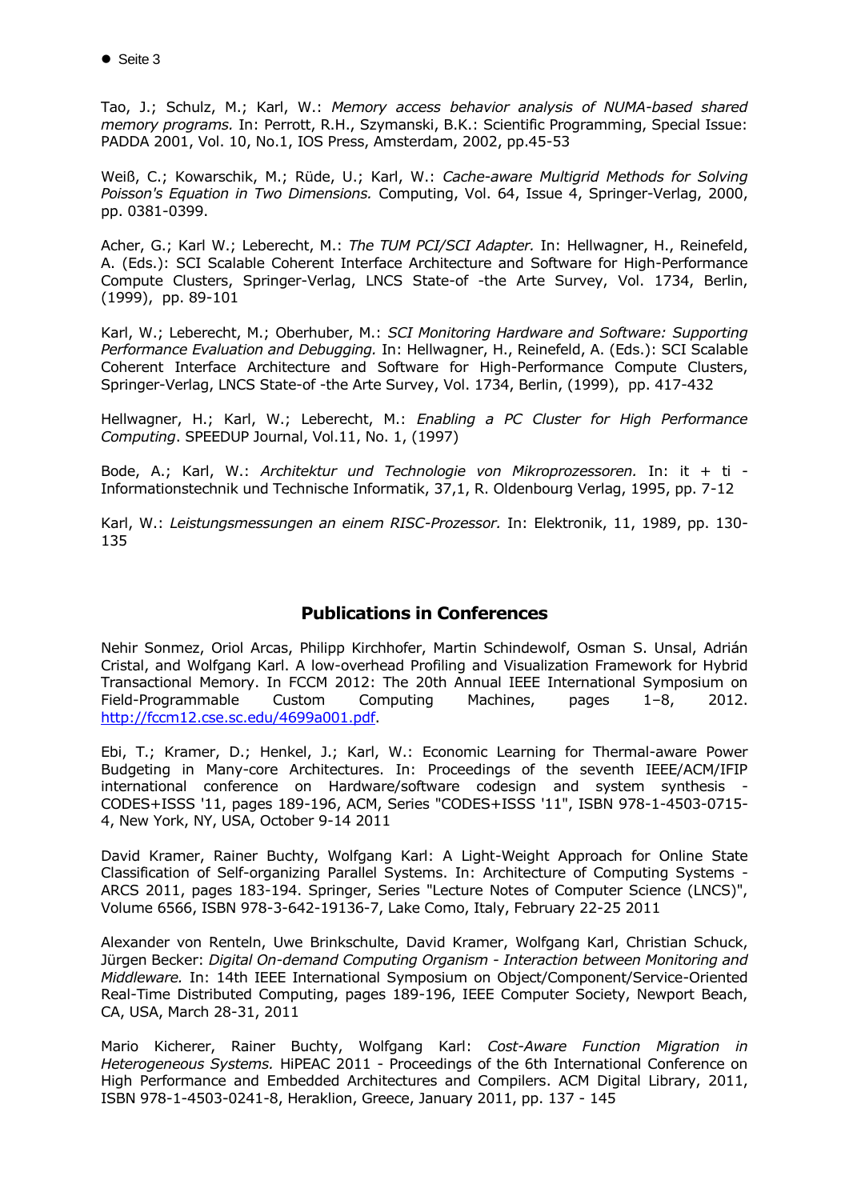Tao, J.; Schulz, M.; Karl, W.: *Memory access behavior analysis of NUMA-based shared memory programs.* In: Perrott, R.H., Szymanski, B.K.: Scientific Programming, Special Issue: PADDA 2001, Vol. 10, No.1, IOS Press, Amsterdam, 2002, pp.45-53

Weiß, C.; Kowarschik, M.; Rüde, U.; Karl, W.: *Cache-aware Multigrid Methods for Solving Poisson's Equation in Two Dimensions.* Computing, Vol. 64, Issue 4, Springer-Verlag, 2000, pp. 0381-0399.

Acher, G.; Karl W.; Leberecht, M.: *The TUM PCI/SCI Adapter.* In: Hellwagner, H., Reinefeld, A. (Eds.): SCI Scalable Coherent Interface Architecture and Software for High-Performance Compute Clusters, Springer-Verlag, LNCS State-of -the Arte Survey, Vol. 1734, Berlin, (1999), pp. 89-101

Karl, W.; Leberecht, M.; Oberhuber, M.: *SCI Monitoring Hardware and Software: Supporting Performance Evaluation and Debugging.* In: Hellwagner, H., Reinefeld, A. (Eds.): SCI Scalable Coherent Interface Architecture and Software for High-Performance Compute Clusters, Springer-Verlag, LNCS State-of -the Arte Survey, Vol. 1734, Berlin, (1999), pp. 417-432

Hellwagner, H.; Karl, W.; Leberecht, M.: *Enabling a PC Cluster for High Performance Computing*. SPEEDUP Journal, Vol.11, No. 1, (1997)

Bode, A.; Karl, W.: *Architektur und Technologie von Mikroprozessoren.* In: it + ti - Informationstechnik und Technische Informatik, 37,1, R. Oldenbourg Verlag, 1995, pp. 7-12

Karl, W.: *Leistungsmessungen an einem RISC-Prozessor.* In: Elektronik, 11, 1989, pp. 130-135

## Publications in Conferences

Nehir Sonmez, Oriol Arcas, Philipp Kirchhofer, Martin Schindewolf, Osman S. Unsal, Adrián Cristal, and Wolfgang Karl. A low-overhead Profiling and Visualization Framework for Hybrid Transactional Memory. In FCCM 2012: The 20th Annual IEEE International Symposium on Field-Programmable Custom Computing Machines, pages 1–8, 2012. [http://fccm12.cse.sc.edu/4699a001.pdf](http://fccm12.cse.sc.edu/4699a001.pdf).

Ebi, T.; Kramer, D.; Henkel, J.; Karl, W.: Economic Learning for Thermal-aware Power Budgeting in Many-core Architectures. In: Proceedings of the seventh IEEE/ACM/IFIP international conference on Hardware/software codesign and system synthesis - CODES+ISSS '11, pages 189-196, ACM, Series "CODES+ISSS '11", ISBN 978-1-4503-0715-4, New York, NY, USA, October 9-14 2011

David Kramer, Rainer Buchty, Wolfgang Karl: A Light-Weight Approach for Online State Classification of Self-organizing Parallel Systems. In: Architecture of Computing Systems - ARCS 2011, pages 183-194. Springer, Series "Lecture Notes of Computer Science (LNCS)", Volume 6566, ISBN 978-3-642-19136-7, Lake Como, Italy, February 22-25 2011

Alexander von Renteln, Uwe Brinkschulte, David Kramer, Wolfgang Karl, Christian Schuck, Jürgen Becker: *Digital On-demand Computing Organism - Interaction between Monitoring and Middleware.* In: 14th IEEE International Symposium on Object/Component/Service-Oriented Real-Time Distributed Computing, pages 189-196, IEEE Computer Society, Newport Beach, CA, USA, March 28-31, 2011

Mario Kicherer, Rainer Buchty, Wolfgang Karl: *Cost-Aware Function Migration in Heterogeneous Systems.* HiPEAC 2011 - Proceedings of the 6th International Conference on High Performance and Embedded Architectures and Compilers. ACM Digital Library, 2011, ISBN 978-1-4503-0241-8, Heraklion, Greece, January 2011, pp. 137 - 145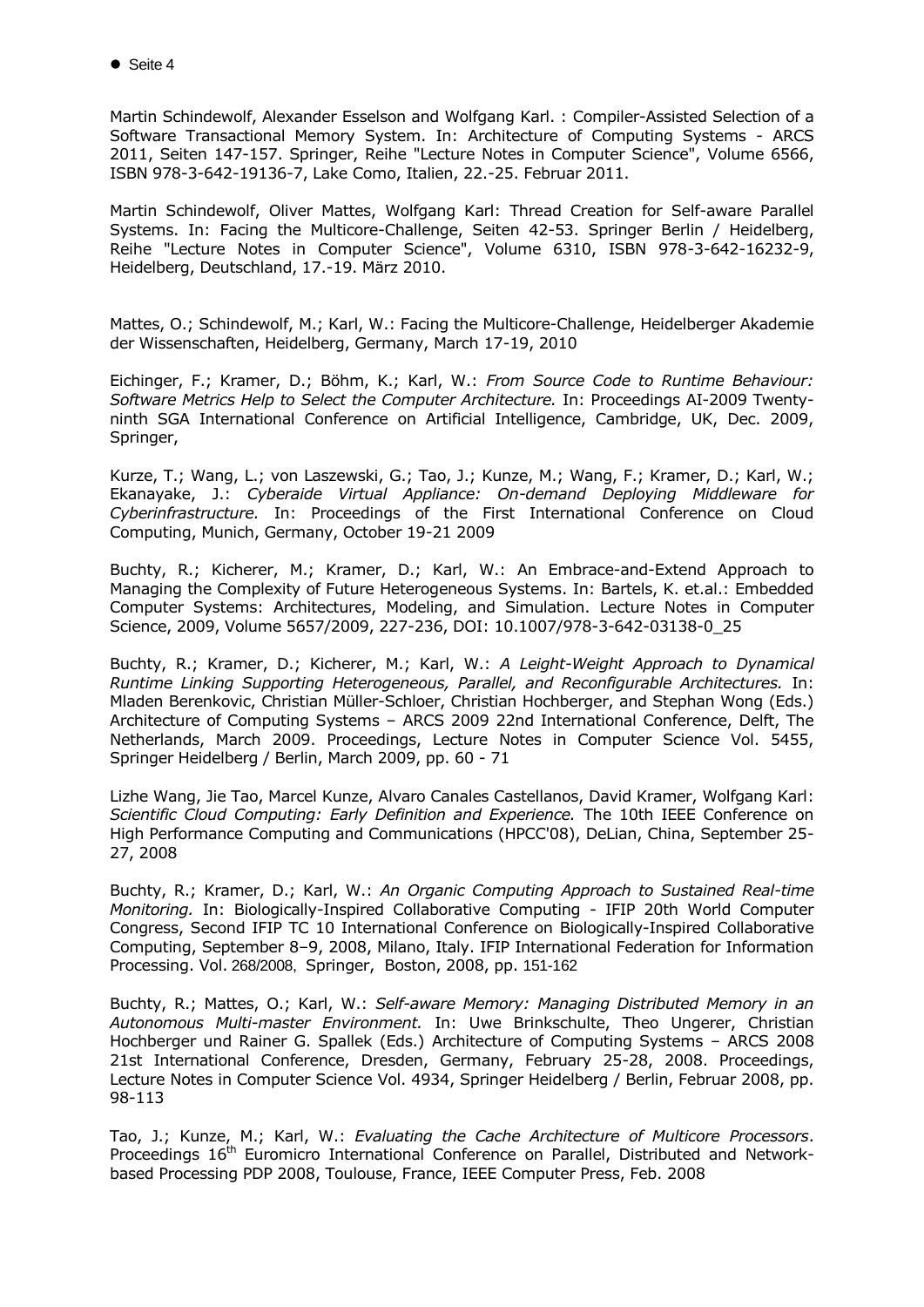Martin Schindewolf, Alexander Esselson and Wolfgang Karl. : Compiler-Assisted Selection of a Software Transactional Memory System. In: Architecture of Computing Systems - ARCS 2011, Seiten 147-157. Springer, Reihe "Lecture Notes in Computer Science", Volume 6566, ISBN 978-3-642-19136-7, Lake Como, Italien, 22.-25. Februar 2011.

Martin Schindewolf, Oliver Mattes, Wolfgang Karl: Thread Creation for Self-aware Parallel Systems. In: Facing the Multicore-Challenge, Seiten 42-53. Springer Berlin / Heidelberg, Reihe "Lecture Notes in Computer Science", Volume 6310, ISBN 978-3-642-16232-9, Heidelberg, Deutschland, 17.-19. März 2010.

Mattes, O.; Schindewolf, M.; Karl, W.: Facing the Multicore-Challenge, Heidelberger Akademie der Wissenschaften, Heidelberg, Germany, March 17-19, 2010

Eichinger, F.; Kramer, D.; Böhm, K.; Karl, W.: *From Source Code to Runtime Behaviour: Software Metrics Help to Select the Computer Architecture.* In: Proceedings AI-2009 Twenty-ninth SGA International Conference on Artificial Intelligence, Cambridge, UK, Dec. 2009, Springer,

Kurze, T.; Wang, L.; von Laszewski, G.; Tao, J.; Kunze, M.; Wang, F.; Kramer, D.; Karl, W.; Ekanayake, J.: *Cyberaide Virtual Appliance: On-demand Deploying Middleware for Cyberinfrastructure.* In: Proceedings of the First International Conference on Cloud Computing, Munich, Germany, October 19-21 2009

Buchty, R.; Kicherer, M.; Kramer, D.; Karl, W.: An Embrace-and-Extend Approach to Managing the Complexity of Future Heterogeneous Systems. In: Bartels, K. et.al.: Embedded Computer Systems: Architectures, Modeling, and Simulation. Lecture Notes in Computer Science, 2009, Volume 5657/2009, 227-236, DOI: 10.1007/978-3-642-03138-0_25

Buchty, R.; Kramer, D.; Kicherer, M.; Karl, W.: *A Leight-Weight Approach to Dynamical Runtime Linking Supporting Heterogeneous, Parallel, and Reconfigurable Architectures.* In: Mladen Berenkovic, Christian Müller-Schloer, Christian Hochberger, and Stephan Wong (Eds.) Architecture of Computing Systems – ARCS 2009 22nd International Conference, Delft, The Netherlands, March 2009. Proceedings, Lecture Notes in Computer Science Vol. 5455, Springer Heidelberg / Berlin, March 2009, pp. 60 - 71

Lizhe Wang, Jie Tao, Marcel Kunze, Alvaro Canales Castellanos, David Kramer, Wolfgang Karl: *Scientific Cloud Computing: Early Definition and Experience.* The 10th IEEE Conference on High Performance Computing and Communications (HPCC'08), DeLian, China, September 25-27, 2008

Buchty, R.; Kramer, D.; Karl, W.: *An Organic Computing Approach to Sustained Real-time Monitoring.* In: Biologically-Inspired Collaborative Computing - IFIP 20th World Computer Congress, Second IFIP TC 10 International Conference on Biologically-Inspired Collaborative Computing, September 8–9, 2008, Milano, Italy. IFIP International Federation for Information Processing. Vol. 268/2008, Springer, Boston, 2008, pp. 151-162

Buchty, R.; Mattes, O.; Karl, W.: *Self-aware Memory: Managing Distributed Memory in an Autonomous Multi-master Environment.* In: Uwe Brinkschulte, Theo Ungerer, Christian Hochberger und Rainer G. Spallek (Eds.) Architecture of Computing Systems – ARCS 2008 21st International Conference, Dresden, Germany, February 25-28, 2008. Proceedings, Lecture Notes in Computer Science Vol. 4934, Springer Heidelberg / Berlin, Februar 2008, pp. 98-113

Tao, J.; Kunze, M.; Karl, W.: *Evaluating the Cache Architecture of Multicore Processors*. Proceedings 16th Euromicro International Conference on Parallel, Distributed and Network-based Processing PDP 2008, Toulouse, France, IEEE Computer Press, Feb. 2008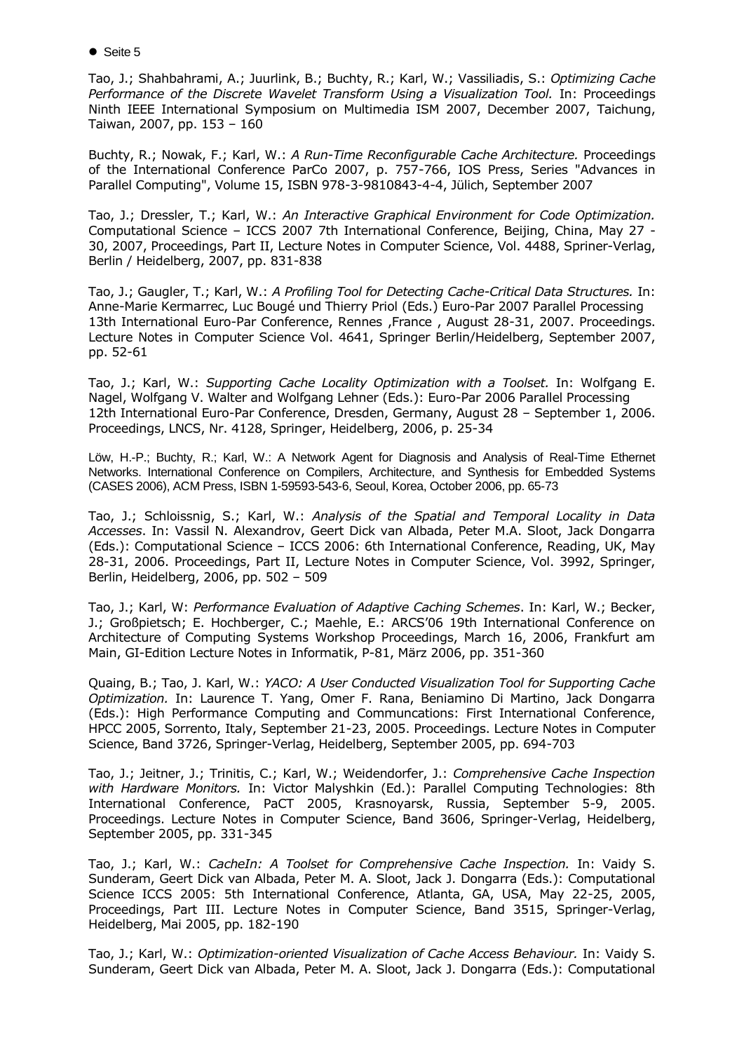Tao, J.; Shahbahrami, A.; Juurlink, B.; Buchty, R.; Karl, W.; Vassiliadis, S.: *Optimizing Cache Performance of the Discrete Wavelet Transform Using a Visualization Tool.* In: Proceedings Ninth IEEE International Symposium on Multimedia ISM 2007, December 2007, Taichung, Taiwan, 2007, pp. 153 – 160

Buchty, R.; Nowak, F.; Karl, W.: *A Run-Time Reconfigurable Cache Architecture.* Proceedings of the International Conference ParCo 2007, p. 757-766, IOS Press, Series "Advances in Parallel Computing", Volume 15, ISBN 978-3-9810843-4-4, Jülich, September 2007

Tao, J.; Dressler, T.; Karl, W.: *An Interactive Graphical Environment for Code Optimization.* Computational Science – ICCS 2007 7th International Conference, Beijing, China, May 27 - 30, 2007, Proceedings, Part II, Lecture Notes in Computer Science, Vol. 4488, Spriner-Verlag, Berlin / Heidelberg, 2007, pp. 831-838

Tao, J.; Gaugler, T.; Karl, W.: *A Profiling Tool for Detecting Cache-Critical Data Structures.* In: Anne-Marie Kermarrec, Luc Bougé und Thierry Priol (Eds.) Euro-Par 2007 Parallel Processing 13th International Euro-Par Conference, Rennes ,France , August 28-31, 2007. Proceedings. Lecture Notes in Computer Science Vol. 4641, Springer Berlin/Heidelberg, September 2007, pp. 52-61

Tao, J.; Karl, W.: *Supporting Cache Locality Optimization with a Toolset.* In: Wolfgang E. Nagel, Wolfgang V. Walter and Wolfgang Lehner (Eds.): Euro-Par 2006 Parallel Processing 12th International Euro-Par Conference, Dresden, Germany, August 28 – September 1, 2006. Proceedings, LNCS, Nr. 4128, Springer, Heidelberg, 2006, p. 25-34

Löw, H.-P.; Buchty, R.; Karl, W.: A Network Agent for Diagnosis and Analysis of Real-Time Ethernet Networks. International Conference on Compilers, Architecture, and Synthesis for Embedded Systems (CASES 2006), ACM Press, ISBN 1-59593-543-6, Seoul, Korea, October 2006, pp. 65-73

Tao, J.; Schloissnig, S.; Karl, W.: *Analysis of the Spatial and Temporal Locality in Data Accesses*. In: Vassil N. Alexandrov, Geert Dick van Albada, Peter M.A. Sloot, Jack Dongarra (Eds.): Computational Science – ICCS 2006: 6th International Conference, Reading, UK, May 28-31, 2006. Proceedings, Part II, Lecture Notes in Computer Science, Vol. 3992, Springer, Berlin, Heidelberg, 2006, pp. 502 – 509

Tao, J.; Karl, W: *Performance Evaluation of Adaptive Caching Schemes*. In: Karl, W.; Becker, J.; Großpietsch; E. Hochberger, C.; Maehle, E.: ARCS'06 19th International Conference on Architecture of Computing Systems Workshop Proceedings, March 16, 2006, Frankfurt am Main, GI-Edition Lecture Notes in Informatik, P-81, März 2006, pp. 351-360

Quaing, B.; Tao, J. Karl, W.: *YACO: A User Conducted Visualization Tool for Supporting Cache Optimization.* In: Laurence T. Yang, Omer F. Rana, Beniamino Di Martino, Jack Dongarra (Eds.): High Performance Computing and Communcations: First International Conference, HPCC 2005, Sorrento, Italy, September 21-23, 2005. Proceedings. Lecture Notes in Computer Science, Band 3726, Springer-Verlag, Heidelberg, September 2005, pp. 694-703

Tao, J.; Jeitner, J.; Trinitis, C.; Karl, W.; Weidendorfer, J.: *Comprehensive Cache Inspection with Hardware Monitors.* In: Victor Malyshkin (Ed.): Parallel Computing Technologies: 8th International Conference, PaCT 2005, Krasnoyarsk, Russia, September 5-9, 2005. Proceedings. Lecture Notes in Computer Science, Band 3606, Springer-Verlag, Heidelberg, September 2005, pp. 331-345

Tao, J.; Karl, W.: *CacheIn: A Toolset for Comprehensive Cache Inspection.* In: Vaidy S. Sunderam, Geert Dick van Albada, Peter M. A. Sloot, Jack J. Dongarra (Eds.): Computational Science ICCS 2005: 5th International Conference, Atlanta, GA, USA, May 22-25, 2005, Proceedings, Part III. Lecture Notes in Computer Science, Band 3515, Springer-Verlag, Heidelberg, Mai 2005, pp. 182-190

Tao, J.; Karl, W.: *Optimization-oriented Visualization of Cache Access Behaviour.* In: Vaidy S. Sunderam, Geert Dick van Albada, Peter M. A. Sloot, Jack J. Dongarra (Eds.): Computational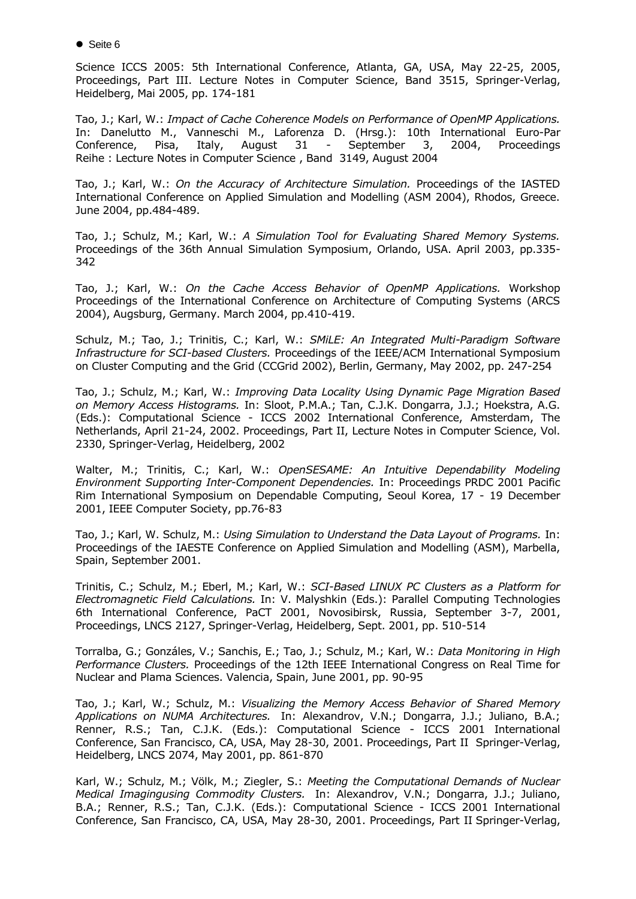Science ICCS 2005: 5th International Conference, Atlanta, GA, USA, May 22-25, 2005, Proceedings, Part III. Lecture Notes in Computer Science, Band 3515, Springer-Verlag, Heidelberg, Mai 2005, pp. 174-181

Tao, J.; Karl, W.: *Impact of Cache Coherence Models on Performance of OpenMP Applications.* In: Danelutto M., Vanneschi M., Laforenza D. (Hrsg.): 10th International Euro-Par Conference, Pisa, Italy, August 31 - September 3, 2004, Proceedings Reihe : Lecture Notes in Computer Science , Band 3149, August 2004

Tao, J.; Karl, W.: *On the Accuracy of Architecture Simulation.* Proceedings of the IASTED International Conference on Applied Simulation and Modelling (ASM 2004), Rhodos, Greece. June 2004, pp.484-489.

Tao, J.; Schulz, M.; Karl, W.: *A Simulation Tool for Evaluating Shared Memory Systems.* Proceedings of the 36th Annual Simulation Symposium, Orlando, USA. April 2003, pp.335-342

Tao, J.; Karl, W.: *On the Cache Access Behavior of OpenMP Applications.* Workshop Proceedings of the International Conference on Architecture of Computing Systems (ARCS 2004), Augsburg, Germany. March 2004, pp.410-419.

Schulz, M.; Tao, J.; Trinitis, C.; Karl, W.: *SMiLE: An Integrated Multi-Paradigm Software Infrastructure for SCI-based Clusters.* Proceedings of the IEEE/ACM International Symposium on Cluster Computing and the Grid (CCGrid 2002), Berlin, Germany, May 2002, pp. 247-254

Tao, J.; Schulz, M.; Karl, W.: *Improving Data Locality Using Dynamic Page Migration Based on Memory Access Histograms.* In: Sloot, P.M.A.; Tan, C.J.K. Dongarra, J.J.; Hoekstra, A.G. (Eds.): Computational Science - ICCS 2002 International Conference, Amsterdam, The Netherlands, April 21-24, 2002. Proceedings, Part II, Lecture Notes in Computer Science, Vol. 2330, Springer-Verlag, Heidelberg, 2002

Walter, M.; Trinitis, C.; Karl, W.: *OpenSESAME: An Intuitive Dependability Modeling Environment Supporting Inter-Component Dependencies.* In: Proceedings PRDC 2001 Pacific Rim International Symposium on Dependable Computing, Seoul Korea, 17 - 19 December 2001, IEEE Computer Society, pp.76-83

Tao, J.; Karl, W. Schulz, M.: *Using Simulation to Understand the Data Layout of Programs.* In: Proceedings of the IAESTE Conference on Applied Simulation and Modelling (ASM), Marbella, Spain, September 2001.

Trinitis, C.; Schulz, M.; Eberl, M.; Karl, W.: *SCI-Based LINUX PC Clusters as a Platform for Electromagnetic Field Calculations.* In: V. Malyshkin (Eds.): Parallel Computing Technologies 6th International Conference, PaCT 2001, Novosibirsk, Russia, September 3-7, 2001, Proceedings, LNCS 2127, Springer-Verlag, Heidelberg, Sept. 2001, pp. 510-514

Torralba, G.; Gonzáles, V.; Sanchis, E.; Tao, J.; Schulz, M.; Karl, W.: *Data Monitoring in High Performance Clusters.* Proceedings of the 12th IEEE International Congress on Real Time for Nuclear and Plama Sciences. Valencia, Spain, June 2001, pp. 90-95

Tao, J.; Karl, W.; Schulz, M.: *Visualizing the Memory Access Behavior of Shared Memory Applications on NUMA Architectures.* In: Alexandrov, V.N.; Dongarra, J.J.; Juliano, B.A.; Renner, R.S.; Tan, C.J.K. (Eds.): Computational Science - ICCS 2001 International Conference, San Francisco, CA, USA, May 28-30, 2001. Proceedings, Part II Springer-Verlag, Heidelberg, LNCS 2074, May 2001, pp. 861-870

Karl, W.; Schulz, M.; Völk, M.; Ziegler, S.: *Meeting the Computational Demands of Nuclear Medical Imagingusing Commodity Clusters.* In: Alexandrov, V.N.; Dongarra, J.J.; Juliano, B.A.; Renner, R.S.; Tan, C.J.K. (Eds.): Computational Science - ICCS 2001 International Conference, San Francisco, CA, USA, May 28-30, 2001. Proceedings, Part II Springer-Verlag,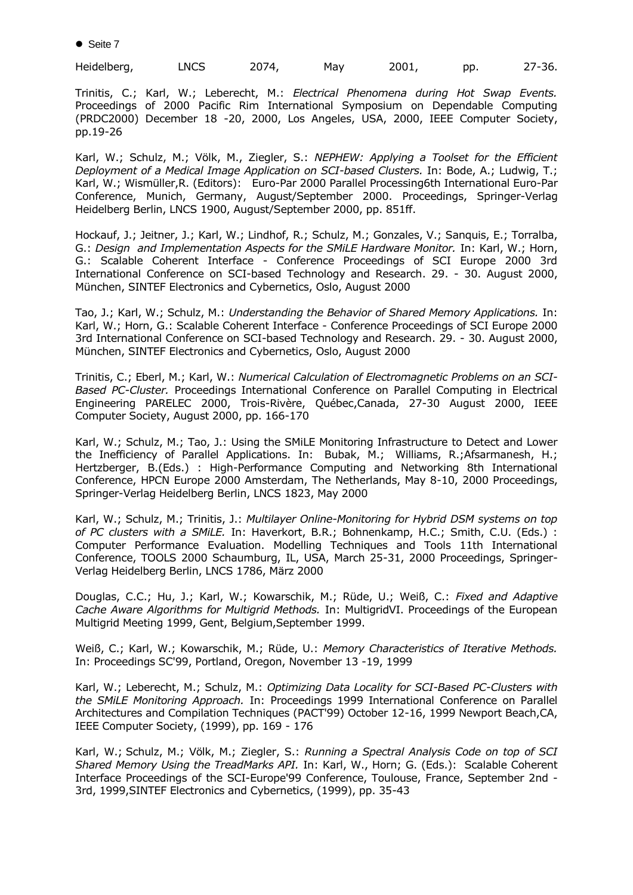Heidelberg, LNCS 2074, May 2001, pp. 27-36.

Trinitis, C.; Karl, W.; Leberecht, M.: *Electrical Phenomena during Hot Swap Events.* Proceedings of 2000 Pacific Rim International Symposium on Dependable Computing (PRDC2000) December 18 -20, 2000, Los Angeles, USA, 2000, IEEE Computer Society, pp.19-26

Karl, W.; Schulz, M.; Völk, M., Ziegler, S.: *NEPHEW: Applying a Toolset for the Efficient Deployment of a Medical Image Application on SCI-based Clusters.* In: Bode, A.; Ludwig, T.; Karl, W.; Wismüller,R. (Editors): Euro-Par 2000 Parallel Processing6th International Euro-Par Conference, Munich, Germany, August/September 2000. Proceedings, Springer-Verlag Heidelberg Berlin, LNCS 1900, August/September 2000, pp. 851ff.

Hockauf, J.; Jeitner, J.; Karl, W.; Lindhof, R.; Schulz, M.; Gonzales, V.; Sanquis, E.; Torralba, G.: *Design and Implementation Aspects for the SMiLE Hardware Monitor.* In: Karl, W.; Horn, G.: Scalable Coherent Interface - Conference Proceedings of SCI Europe 2000 3rd International Conference on SCI-based Technology and Research. 29. - 30. August 2000, München, SINTEF Electronics and Cybernetics, Oslo, August 2000

Tao, J.; Karl, W.; Schulz, M.: *Understanding the Behavior of Shared Memory Applications.* In: Karl, W.; Horn, G.: Scalable Coherent Interface - Conference Proceedings of SCI Europe 2000 3rd International Conference on SCI-based Technology and Research. 29. - 30. August 2000, München, SINTEF Electronics and Cybernetics, Oslo, August 2000

Trinitis, C.; Eberl, M.; Karl, W.: *Numerical Calculation of Electromagnetic Problems on an SCI-Based PC-Cluster.* Proceedings International Conference on Parallel Computing in Electrical Engineering PARELEC 2000, Trois-Rivère, Québec,Canada, 27-30 August 2000, IEEE Computer Society, August 2000, pp. 166-170

Karl, W.; Schulz, M.; Tao, J.: Using the SMiLE Monitoring Infrastructure to Detect and Lower the Inefficiency of Parallel Applications. In: Bubak, M.; Williams, R.;Afsarmanesh, H.; Hertzberger, B.(Eds.) : High-Performance Computing and Networking 8th International Conference, HPCN Europe 2000 Amsterdam, The Netherlands, May 8-10, 2000 Proceedings, Springer-Verlag Heidelberg Berlin, LNCS 1823, May 2000

Karl, W.; Schulz, M.; Trinitis, J.: *Multilayer Online-Monitoring for Hybrid DSM systems on top of PC clusters with a SMiLE.* In: Haverkort, B.R.; Bohnenkamp, H.C.; Smith, C.U. (Eds.) : Computer Performance Evaluation. Modelling Techniques and Tools 11th International Conference, TOOLS 2000 Schaumburg, IL, USA, March 25-31, 2000 Proceedings, Springer-Verlag Heidelberg Berlin, LNCS 1786, März 2000

Douglas, C.C.; Hu, J.; Karl, W.; Kowarschik, M.; Rüde, U.; Weiß, C.: *Fixed and Adaptive Cache Aware Algorithms for Multigrid Methods.* In: MultigridVI. Proceedings of the European Multigrid Meeting 1999, Gent, Belgium,September 1999.

Weiß, C.; Karl, W.; Kowarschik, M.; Rüde, U.: *Memory Characteristics of Iterative Methods.* In: Proceedings SC'99, Portland, Oregon, November 13 -19, 1999

Karl, W.; Leberecht, M.; Schulz, M.: *Optimizing Data Locality for SCI-Based PC-Clusters with the SMiLE Monitoring Approach.* In: Proceedings 1999 International Conference on Parallel Architectures and Compilation Techniques (PACT'99) October 12-16, 1999 Newport Beach,CA, IEEE Computer Society, (1999), pp. 169 - 176

Karl, W.; Schulz, M.; Völk, M.; Ziegler, S.: *Running a Spectral Analysis Code on top of SCI Shared Memory Using the TreadMarks API.* In: Karl, W., Horn; G. (Eds.): Scalable Coherent Interface Proceedings of the SCI-Europe'99 Conference, Toulouse, France, September 2nd - 3rd, 1999,SINTEF Electronics and Cybernetics, (1999), pp. 35-43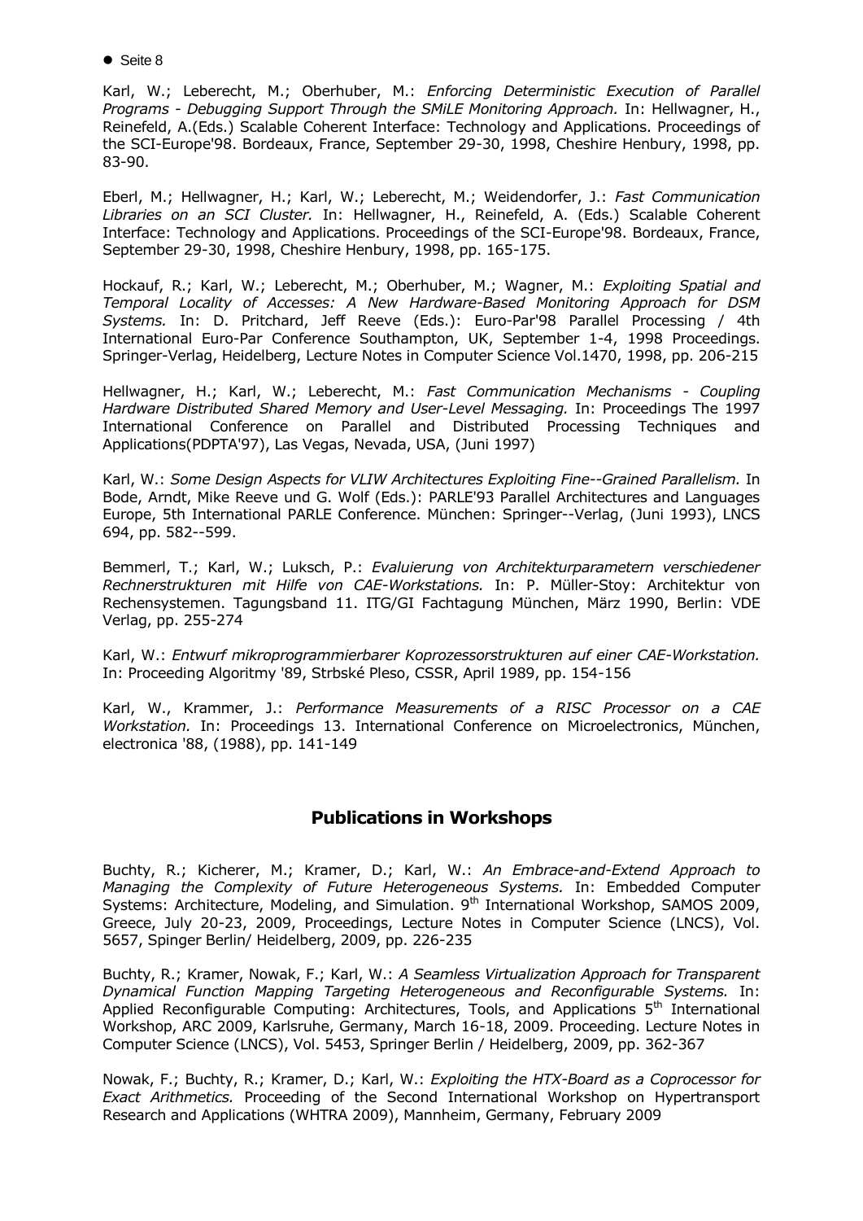Karl, W.; Leberecht, M.; Oberhuber, M.: *Enforcing Deterministic Execution of Parallel Programs - Debugging Support Through the SMiLE Monitoring Approach.* In: Hellwagner, H., Reinefeld, A.(Eds.) Scalable Coherent Interface: Technology and Applications. Proceedings of the SCI-Europe'98. Bordeaux, France, September 29-30, 1998, Cheshire Henbury, 1998, pp. 83-90.

Eberl, M.; Hellwagner, H.; Karl, W.; Leberecht, M.; Weidendorfer, J.: *Fast Communication Libraries on an SCI Cluster.* In: Hellwagner, H., Reinefeld, A. (Eds.) Scalable Coherent Interface: Technology and Applications. Proceedings of the SCI-Europe'98. Bordeaux, France, September 29-30, 1998, Cheshire Henbury, 1998, pp. 165-175.

Hockauf, R.; Karl, W.; Leberecht, M.; Oberhuber, M.; Wagner, M.: *Exploiting Spatial and Temporal Locality of Accesses: A New Hardware-Based Monitoring Approach for DSM Systems.* In: D. Pritchard, Jeff Reeve (Eds.): Euro-Par'98 Parallel Processing / 4th International Euro-Par Conference Southampton, UK, September 1-4, 1998 Proceedings. Springer-Verlag, Heidelberg, Lecture Notes in Computer Science Vol.1470, 1998, pp. 206-215

Hellwagner, H.; Karl, W.; Leberecht, M.: *Fast Communication Mechanisms - Coupling Hardware Distributed Shared Memory and User-Level Messaging.* In: Proceedings The 1997 International Conference on Parallel and Distributed Processing Techniques and Applications(PDPTA'97), Las Vegas, Nevada, USA, (Juni 1997)

Karl, W.: *Some Design Aspects for VLIW Architectures Exploiting Fine--Grained Parallelism.* In Bode, Arndt, Mike Reeve und G. Wolf (Eds.): PARLE'93 Parallel Architectures and Languages Europe, 5th International PARLE Conference. München: Springer--Verlag, (Juni 1993), LNCS 694, pp. 582--599.

Bemmerl, T.; Karl, W.; Luksch, P.: *Evaluierung von Architekturparametern verschiedener Rechnerstrukturen mit Hilfe von CAE-Workstations.* In: P. Müller-Stoy: Architektur von Rechensystemen. Tagungsband 11. ITG/GI Fachtagung München, März 1990, Berlin: VDE Verlag, pp. 255-274

Karl, W.: *Entwurf mikroprogrammierbarer Koprozessorstrukturen auf einer CAE-Workstation.* In: Proceeding Algoritmy '89, Strbské Pleso, CSSR, April 1989, pp. 154-156

Karl, W., Krammer, J.: *Performance Measurements of a RISC Processor on a CAE Workstation.* In: Proceedings 13. International Conference on Microelectronics, München, electronica '88, (1988), pp. 141-149

## Publications in Workshops

Buchty, R.; Kicherer, M.; Kramer, D.; Karl, W.: *An Embrace-and-Extend Approach to Managing the Complexity of Future Heterogeneous Systems.* In: Embedded Computer Systems: Architecture, Modeling, and Simulation. 9th International Workshop, SAMOS 2009, Greece, July 20-23, 2009, Proceedings, Lecture Notes in Computer Science (LNCS), Vol. 5657, Spinger Berlin/ Heidelberg, 2009, pp. 226-235

Buchty, R.; Kramer, Nowak, F.; Karl, W.: *A Seamless Virtualization Approach for Transparent Dynamical Function Mapping Targeting Heterogeneous and Reconfigurable Systems.* In: Applied Reconfigurable Computing: Architectures, Tools, and Applications 5th International Workshop, ARC 2009, Karlsruhe, Germany, March 16-18, 2009. Proceeding. Lecture Notes in Computer Science (LNCS), Vol. 5453, Springer Berlin / Heidelberg, 2009, pp. 362-367

Nowak, F.; Buchty, R.; Kramer, D.; Karl, W.: *Exploiting the HTX-Board as a Coprocessor for Exact Arithmetics.* Proceeding of the Second International Workshop on Hypertransport Research and Applications (WHTRA 2009), Mannheim, Germany, February 2009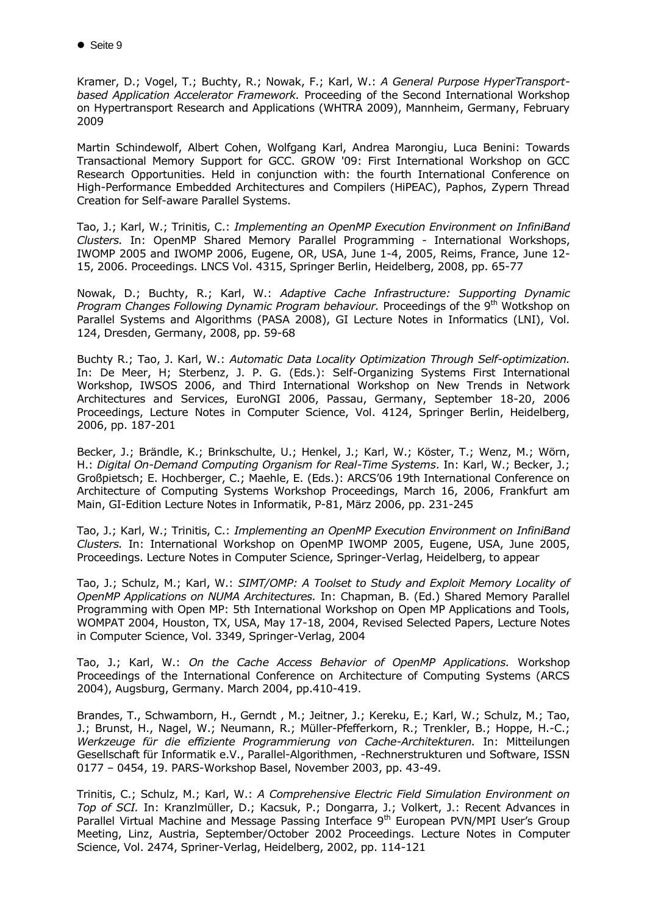Kramer, D.; Vogel, T.; Buchty, R.; Nowak, F.; Karl, W.: *A General Purpose HyperTransport-based Application Accelerator Framework.* Proceeding of the Second International Workshop on Hypertransport Research and Applications (WHTRA 2009), Mannheim, Germany, February 2009

Martin Schindewolf, Albert Cohen, Wolfgang Karl, Andrea Marongiu, Luca Benini: Towards Transactional Memory Support for GCC. GROW '09: First International Workshop on GCC Research Opportunities. Held in conjunction with: the fourth International Conference on High-Performance Embedded Architectures and Compilers (HiPEAC), Paphos, Zypern Thread Creation for Self-aware Parallel Systems.

Tao, J.; Karl, W.; Trinitis, C.: *Implementing an OpenMP Execution Environment on InfiniBand Clusters.* In: OpenMP Shared Memory Parallel Programming - International Workshops, IWOMP 2005 and IWOMP 2006, Eugene, OR, USA, June 1-4, 2005, Reims, France, June 12-15, 2006. Proceedings. LNCS Vol. 4315, Springer Berlin, Heidelberg, 2008, pp. 65-77

Nowak, D.; Buchty, R.; Karl, W.: *Adaptive Cache Infrastructure: Supporting Dynamic Program Changes Following Dynamic Program behaviour.* Proceedings of the 9th Wotkshop on Parallel Systems and Algorithms (PASA 2008), GI Lecture Notes in Informatics (LNI), Vol. 124, Dresden, Germany, 2008, pp. 59-68

Buchty R.; Tao, J. Karl, W.: *Automatic Data Locality Optimization Through Self-optimization.* In: De Meer, H; Sterbenz, J. P. G. (Eds.): Self-Organizing Systems First International Workshop, IWSOS 2006, and Third International Workshop on New Trends in Network Architectures and Services, EuroNGI 2006, Passau, Germany, September 18-20, 2006 Proceedings, Lecture Notes in Computer Science, Vol. 4124, Springer Berlin, Heidelberg, 2006, pp. 187-201

Becker, J.; Brändle, K.; Brinkschulte, U.; Henkel, J.; Karl, W.; Köster, T.; Wenz, M.; Wörn, H.: *Digital On-Demand Computing Organism for Real-Time Systems*. In: Karl, W.; Becker, J.; Großpietsch; E. Hochberger, C.; Maehle, E. (Eds.): ARCS'06 19th International Conference on Architecture of Computing Systems Workshop Proceedings, March 16, 2006, Frankfurt am Main, GI-Edition Lecture Notes in Informatik, P-81, März 2006, pp. 231-245

Tao, J.; Karl, W.; Trinitis, C.: *Implementing an OpenMP Execution Environment on InfiniBand Clusters.* In: International Workshop on OpenMP IWOMP 2005, Eugene, USA, June 2005, Proceedings. Lecture Notes in Computer Science, Springer-Verlag, Heidelberg, to appear

Tao, J.; Schulz, M.; Karl, W.: *SIMT/OMP: A Toolset to Study and Exploit Memory Locality of OpenMP Applications on NUMA Architectures.* In: Chapman, B. (Ed.) Shared Memory Parallel Programming with Open MP: 5th International Workshop on Open MP Applications and Tools, WOMPAT 2004, Houston, TX, USA, May 17-18, 2004, Revised Selected Papers, Lecture Notes in Computer Science, Vol. 3349, Springer-Verlag, 2004

Tao, J.; Karl, W.: *On the Cache Access Behavior of OpenMP Applications.* Workshop Proceedings of the International Conference on Architecture of Computing Systems (ARCS 2004), Augsburg, Germany. March 2004, pp.410-419.

Brandes, T., Schwamborn, H., Gerndt , M.; Jeitner, J.; Kereku, E.; Karl, W.; Schulz, M.; Tao, J.; Brunst, H., Nagel, W.; Neumann, R.; Müller-Pfefferkorn, R.; Trenkler, B.; Hoppe, H.-C.; *Werkzeuge für die effiziente Programmierung von Cache-Architekturen.* In: Mitteilungen Gesellschaft für Informatik e.V., Parallel-Algorithmen, -Rechnerstrukturen und Software, ISSN 0177 – 0454, 19. PARS-Workshop Basel, November 2003, pp. 43-49.

Trinitis, C.; Schulz, M.; Karl, W.: *A Comprehensive Electric Field Simulation Environment on Top of SCI.* In: Kranzlmüller, D.; Kacsuk, P.; Dongarra, J.; Volkert, J.: Recent Advances in Parallel Virtual Machine and Message Passing Interface 9th European PVN/MPI User's Group Meeting, Linz, Austria, September/October 2002 Proceedings. Lecture Notes in Computer Science, Vol. 2474, Spriner-Verlag, Heidelberg, 2002, pp. 114-121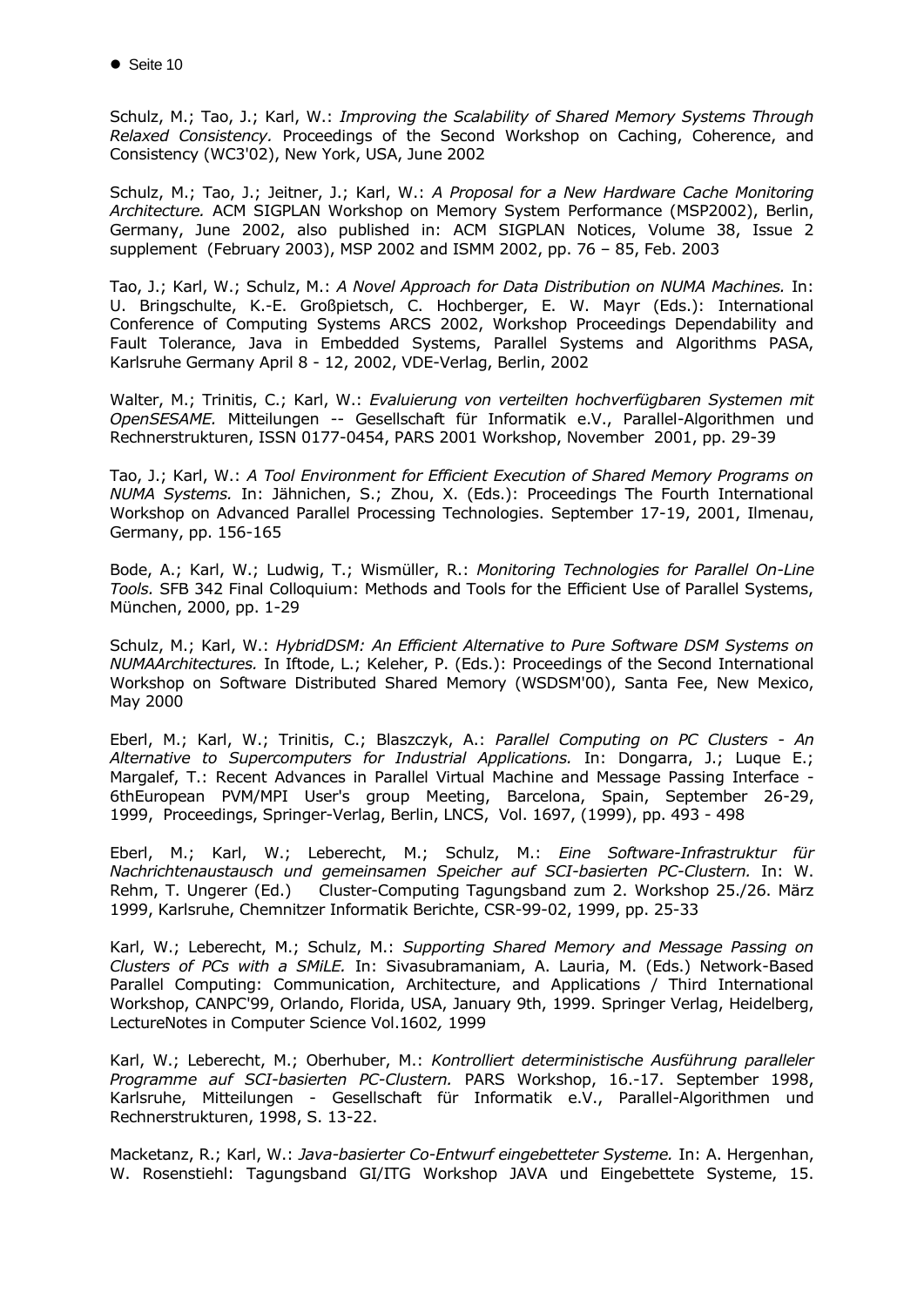Schulz, M.; Tao, J.; Karl, W.: *Improving the Scalability of Shared Memory Systems Through Relaxed Consistency.* Proceedings of the Second Workshop on Caching, Coherence, and Consistency (WC3'02), New York, USA, June 2002

Schulz, M.; Tao, J.; Jeitner, J.; Karl, W.: *A Proposal for a New Hardware Cache Monitoring Architecture.* ACM SIGPLAN Workshop on Memory System Performance (MSP2002), Berlin, Germany, June 2002, also published in: ACM SIGPLAN Notices, Volume 38, Issue 2 supplement (February 2003), MSP 2002 and ISMM 2002, pp. 76 – 85, Feb. 2003

Tao, J.; Karl, W.; Schulz, M.: *A Novel Approach for Data Distribution on NUMA Machines.* In: U. Bringschulte, K.-E. Großpietsch, C. Hochberger, E. W. Mayr (Eds.): International Conference of Computing Systems ARCS 2002, Workshop Proceedings Dependability and Fault Tolerance, Java in Embedded Systems, Parallel Systems and Algorithms PASA, Karlsruhe Germany April 8 - 12, 2002, VDE-Verlag, Berlin, 2002

Walter, M.; Trinitis, C.; Karl, W.: *Evaluierung von verteilten hochverfügbaren Systemen mit OpenSESAME.* Mitteilungen -- Gesellschaft für Informatik e.V., Parallel-Algorithmen und Rechnerstrukturen, ISSN 0177-0454, PARS 2001 Workshop, November 2001, pp. 29-39

Tao, J.; Karl, W.: *A Tool Environment for Efficient Execution of Shared Memory Programs on NUMA Systems.* In: Jähnichen, S.; Zhou, X. (Eds.): Proceedings The Fourth International Workshop on Advanced Parallel Processing Technologies. September 17-19, 2001, Ilmenau, Germany, pp. 156-165

Bode, A.; Karl, W.; Ludwig, T.; Wismüller, R.: *Monitoring Technologies for Parallel On-Line Tools.* SFB 342 Final Colloquium: Methods and Tools for the Efficient Use of Parallel Systems, München, 2000, pp. 1-29

Schulz, M.; Karl, W.: *HybridDSM: An Efficient Alternative to Pure Software DSM Systems on NUMAArchitectures.* In Iftode, L.; Keleher, P. (Eds.): Proceedings of the Second International Workshop on Software Distributed Shared Memory (WSDSM'00), Santa Fee, New Mexico, May 2000

Eberl, M.; Karl, W.; Trinitis, C.; Blaszczyk, A.: *Parallel Computing on PC Clusters - An Alternative to Supercomputers for Industrial Applications.* In: Dongarra, J.; Luque E.; Margalef, T.: Recent Advances in Parallel Virtual Machine and Message Passing Interface - 6thEuropean PVM/MPI User's group Meeting, Barcelona, Spain, September 26-29, 1999, Proceedings, Springer-Verlag, Berlin, LNCS, Vol. 1697, (1999), pp. 493 - 498

Eberl, M.; Karl, W.; Leberecht, M.; Schulz, M.: *Eine Software-Infrastruktur für Nachrichtenaustausch und gemeinsamen Speicher auf SCI-basierten PC-Clustern.* In: W. Rehm, T. Ungerer (Ed.) Cluster-Computing Tagungsband zum 2. Workshop 25./26. März 1999, Karlsruhe, Chemnitzer Informatik Berichte, CSR-99-02, 1999, pp. 25-33

Karl, W.; Leberecht, M.; Schulz, M.: *Supporting Shared Memory and Message Passing on Clusters of PCs with a SMiLE.* In: Sivasubramaniam, A. Lauria, M. (Eds.) Network-Based Parallel Computing: Communication, Architecture, and Applications / Third International Workshop, CANPC'99, Orlando, Florida, USA, January 9th, 1999. Springer Verlag, Heidelberg, LectureNotes in Computer Science Vol.1602, 1999

Karl, W.; Leberecht, M.; Oberhuber, M.: *Kontrolliert deterministische Ausführung paralleler Programme auf SCI-basierten PC-Clustern.* PARS Workshop, 16.-17. September 1998, Karlsruhe, Mitteilungen - Gesellschaft für Informatik e.V., Parallel-Algorithmen und Rechnerstrukturen, 1998, S. 13-22.

Macketanz, R.; Karl, W.: *Java-basierter Co-Entwurf eingebetteter Systeme.* In: A. Hergenhan, W. Rosenstiehl: Tagungsband GI/ITG Workshop JAVA und Eingebettete Systeme, 15.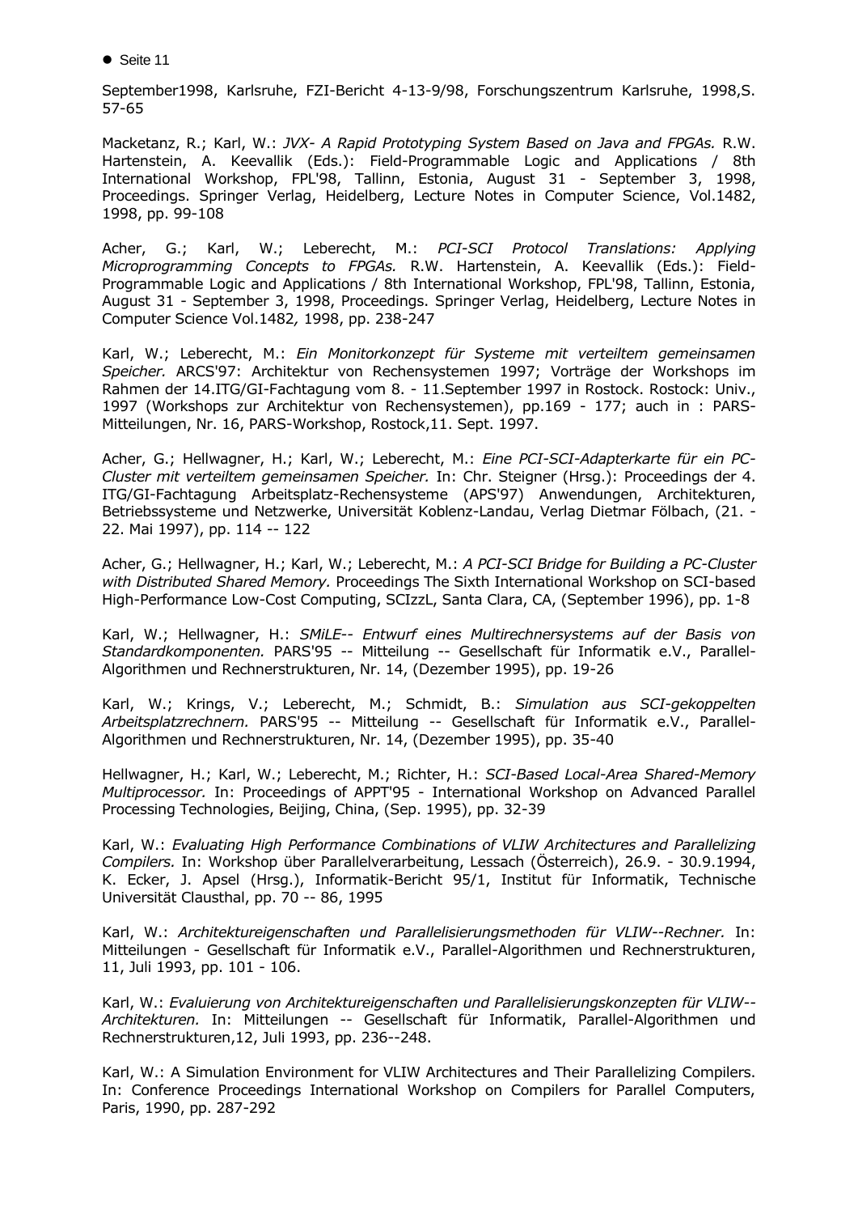September1998, Karlsruhe, FZI-Bericht 4-13-9/98, Forschungszentrum Karlsruhe, 1998,S. 57-65

Macketanz, R.; Karl, W.: *JVX- A Rapid Prototyping System Based on Java and FPGAs.* R.W. Hartenstein, A. Keevallik (Eds.): Field-Programmable Logic and Applications / 8th International Workshop, FPL'98, Tallinn, Estonia, August 31 - September 3, 1998, Proceedings. Springer Verlag, Heidelberg, Lecture Notes in Computer Science, Vol.1482, 1998, pp. 99-108

Acher, G.; Karl, W.; Leberecht, M.: *PCI-SCI Protocol Translations: Applying Microprogramming Concepts to FPGAs.* R.W. Hartenstein, A. Keevallik (Eds.): Field-Programmable Logic and Applications / 8th International Workshop, FPL'98, Tallinn, Estonia, August 31 - September 3, 1998, Proceedings. Springer Verlag, Heidelberg, Lecture Notes in Computer Science Vol.1482, 1998, pp. 238-247

Karl, W.; Leberecht, M.: *Ein Monitorkonzept für Systeme mit verteiltem gemeinsamen Speicher.* ARCS'97: Architektur von Rechensystemen 1997; Vorträge der Workshops im Rahmen der 14.ITG/GI-Fachtagung vom 8. - 11.September 1997 in Rostock. Rostock: Univ., 1997 (Workshops zur Architektur von Rechensystemen), pp.169 - 177; auch in : PARS-Mitteilungen, Nr. 16, PARS-Workshop, Rostock,11. Sept. 1997.

Acher, G.; Hellwagner, H.; Karl, W.; Leberecht, M.: *Eine PCI-SCI-Adapterkarte für ein PC-Cluster mit verteiltem gemeinsamen Speicher.* In: Chr. Steigner (Hrsg.): Proceedings der 4. ITG/GI-Fachtagung Arbeitsplatz-Rechensysteme (APS'97) Anwendungen, Architekturen, Betriebssysteme und Netzwerke, Universität Koblenz-Landau, Verlag Dietmar Fölbach, (21. - 22. Mai 1997), pp. 114 -- 122

Acher, G.; Hellwagner, H.; Karl, W.; Leberecht, M.: *A PCI-SCI Bridge for Building a PC-Cluster with Distributed Shared Memory.* Proceedings The Sixth International Workshop on SCI-based High-Performance Low-Cost Computing, SCIzzL, Santa Clara, CA, (September 1996), pp. 1-8

Karl, W.; Hellwagner, H.: *SMiLE-- Entwurf eines Multirechnersystems auf der Basis von Standardkomponenten.* PARS'95 -- Mitteilung -- Gesellschaft für Informatik e.V., Parallel-Algorithmen und Rechnerstrukturen, Nr. 14, (Dezember 1995), pp. 19-26

Karl, W.; Krings, V.; Leberecht, M.; Schmidt, B.: *Simulation aus SCI-gekoppelten Arbeitsplatzrechnern.* PARS'95 -- Mitteilung -- Gesellschaft für Informatik e.V., Parallel-Algorithmen und Rechnerstrukturen, Nr. 14, (Dezember 1995), pp. 35-40

Hellwagner, H.; Karl, W.; Leberecht, M.; Richter, H.: *SCI-Based Local-Area Shared-Memory Multiprocessor.* In: Proceedings of APPT'95 - International Workshop on Advanced Parallel Processing Technologies, Beijing, China, (Sep. 1995), pp. 32-39

Karl, W.: *Evaluating High Performance Combinations of VLIW Architectures and Parallelizing Compilers.* In: Workshop über Parallelverarbeitung, Lessach (Österreich), 26.9. - 30.9.1994, K. Ecker, J. Apsel (Hrsg.), Informatik-Bericht 95/1, Institut für Informatik, Technische Universität Clausthal, pp. 70 -- 86, 1995

Karl, W.: *Architektureigenschaften und Parallelisierungsmethoden für VLIW--Rechner.* In: Mitteilungen - Gesellschaft für Informatik e.V., Parallel-Algorithmen und Rechnerstrukturen, 11, Juli 1993, pp. 101 - 106.

Karl, W.: *Evaluierung von Architektureigenschaften und Parallelisierungskonzepten für VLIW--Architekturen.* In: Mitteilungen -- Gesellschaft für Informatik, Parallel-Algorithmen und Rechnerstrukturen,12, Juli 1993, pp. 236--248.

Karl, W.: A Simulation Environment for VLIW Architectures and Their Parallelizing Compilers. In: Conference Proceedings International Workshop on Compilers for Parallel Computers, Paris, 1990, pp. 287-292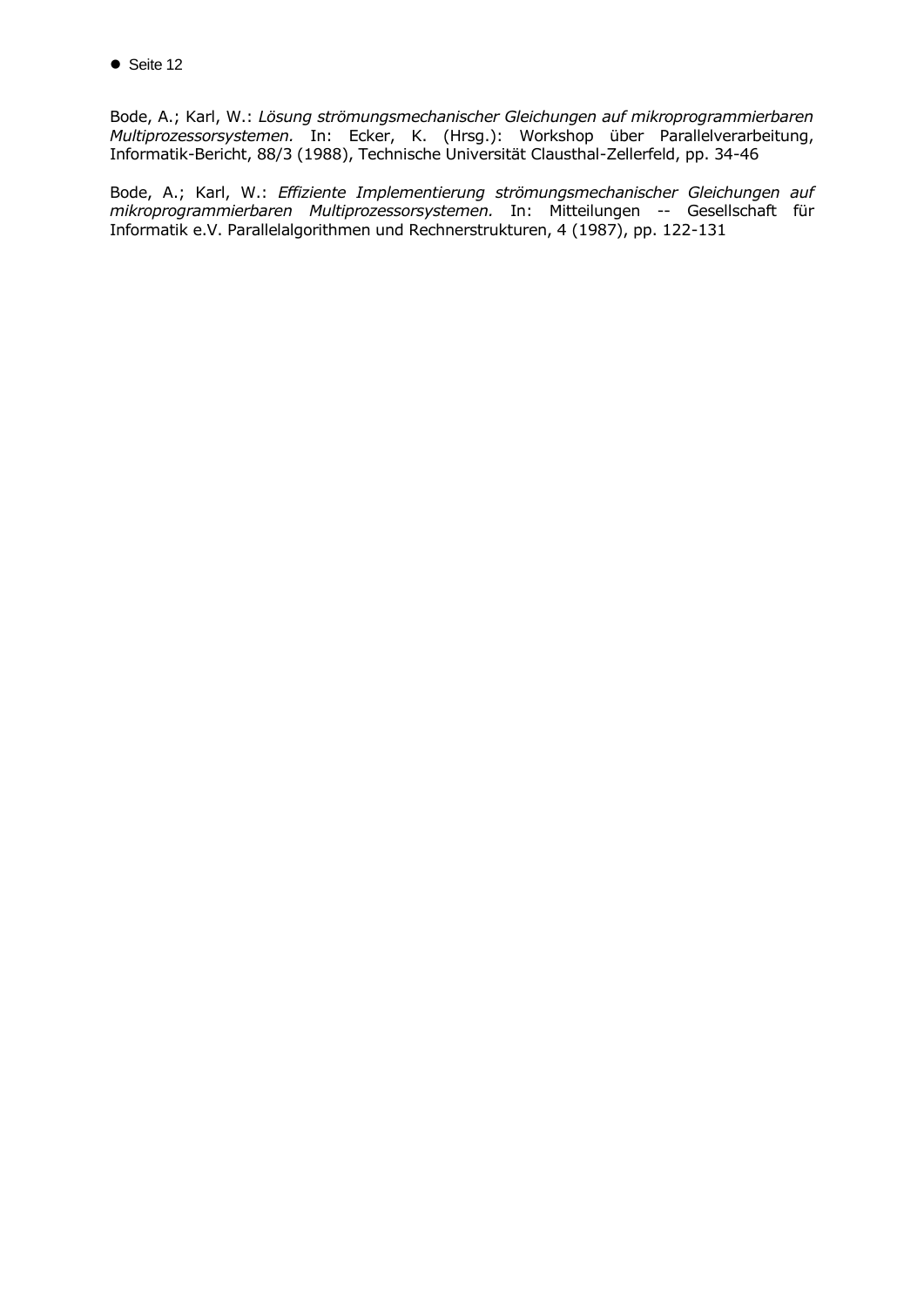Bode, A.; Karl, W.: *Lösung strömungsmechanischer Gleichungen auf mikroprogrammierbaren Multiprozessorsystemen.* In: Ecker, K. (Hrsg.): Workshop über Parallelverarbeitung, Informatik-Bericht, 88/3 (1988), Technische Universität Clausthal-Zellerfeld, pp. 34-46

Bode, A.; Karl, W.: *Effiziente Implementierung strömungsmechanischer Gleichungen auf mikroprogrammierbaren Multiprozessorsystemen.* In: Mitteilungen -- Gesellschaft für Informatik e.V. Parallelalgorithmen und Rechnerstrukturen, 4 (1987), pp. 122-131